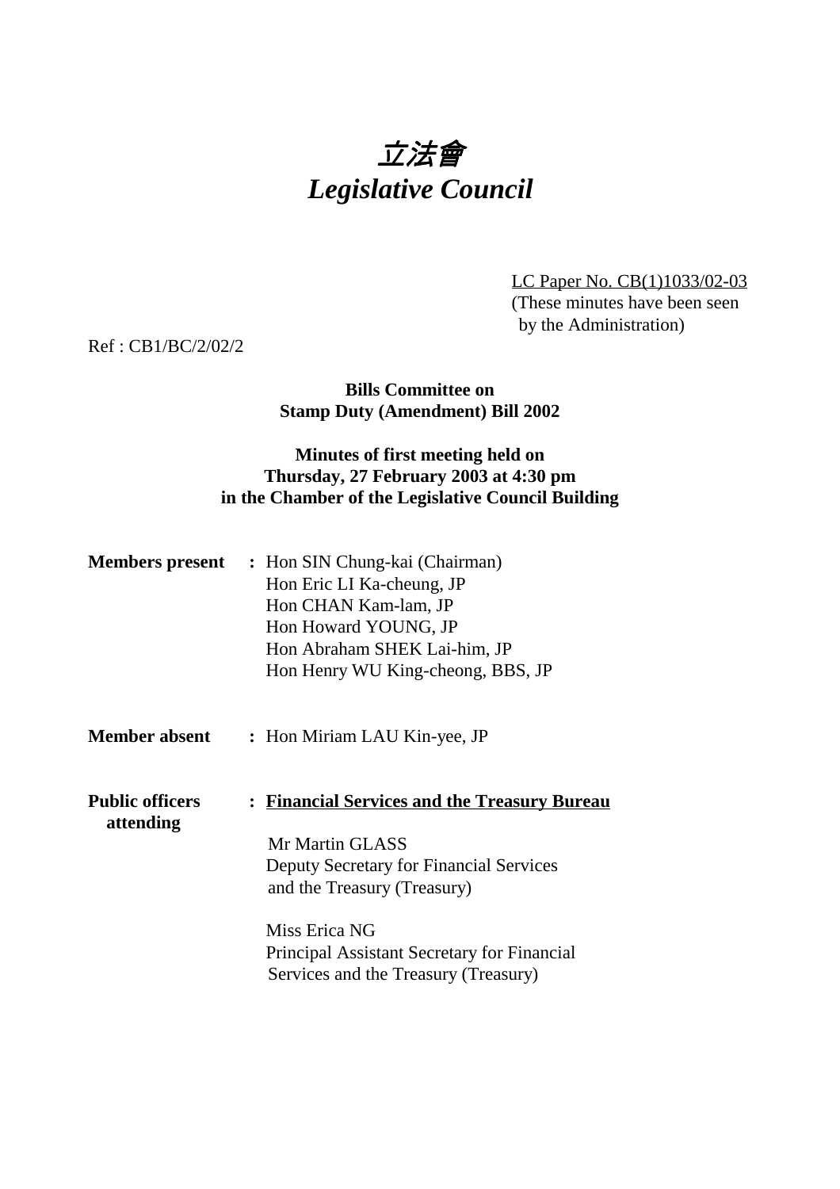# *立法會*
# *Legislative Council*

LC Paper No. CB(1)1033/02-03
(These minutes have been seen by the Administration)

Ref : CB1/BC/2/02/2

**Bills Committee on**
**Stamp Duty (Amendment) Bill 2002**

**Minutes of first meeting held on**
**Thursday, 27 February 2003 at 4:30 pm**
**in the Chamber of the Legislative Council Building**

**Members present** : Hon SIN Chung-kai (Chairman)
Hon Eric LI Ka-cheung, JP
Hon CHAN Kam-lam, JP
Hon Howard YOUNG, JP
Hon Abraham SHEK Lai-him, JP
Hon Henry WU King-cheong, BBS, JP

**Member absent** : Hon Miriam LAU Kin-yee, JP

**Public officers attending** : **Financial Services and the Treasury Bureau**

Mr Martin GLASS
Deputy Secretary for Financial Services and the Treasury (Treasury)

Miss Erica NG
Principal Assistant Secretary for Financial Services and the Treasury (Treasury)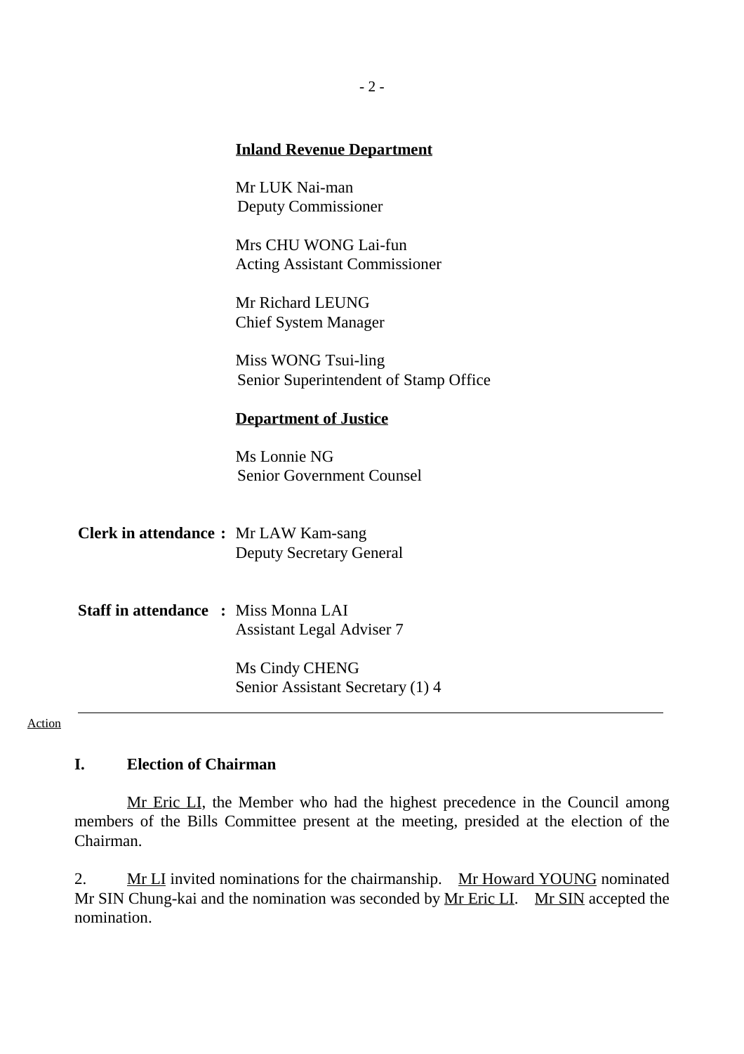**Inland Revenue Department**

Mr LUK Nai-man
Deputy Commissioner

Mrs CHU WONG Lai-fun
Acting Assistant Commissioner

Mr Richard LEUNG
Chief System Manager

Miss WONG Tsui-ling
Senior Superintendent of Stamp Office

**Department of Justice**

Ms Lonnie NG
Senior Government Counsel

**Clerk in attendance :** Mr LAW Kam-sang
Deputy Secretary General

**Staff in attendance :** Miss Monna LAI
Assistant Legal Adviser 7

Ms Cindy CHENG
Senior Assistant Secretary (1) 4

---

Action

## I. Election of Chairman

Mr Eric LI, the Member who had the highest precedence in the Council among members of the Bills Committee present at the meeting, presided at the election of the Chairman.

2. Mr LI invited nominations for the chairmanship. Mr Howard YOUNG nominated Mr SIN Chung-kai and the nomination was seconded by Mr Eric LI. Mr SIN accepted the nomination.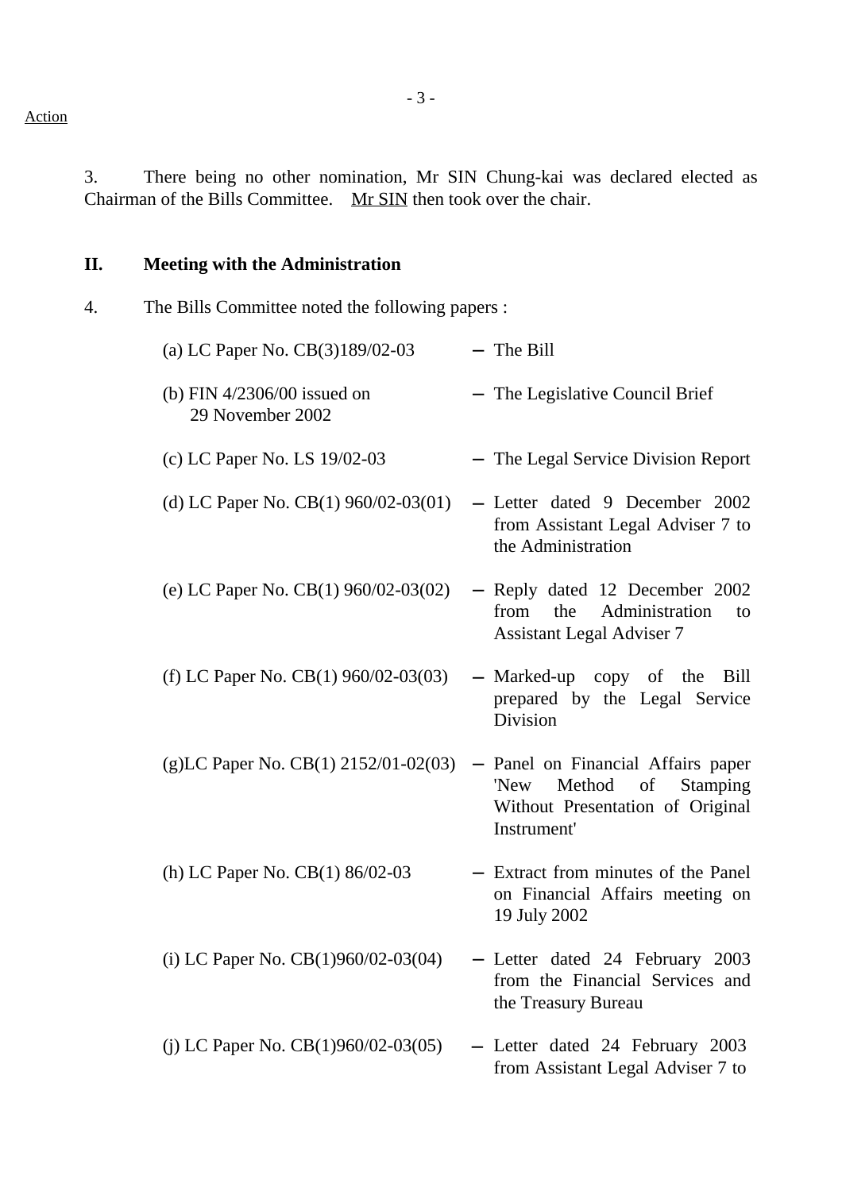Action

3. There being no other nomination, Mr SIN Chung-kai was declared elected as Chairman of the Bills Committee. Mr SIN then took over the chair.

## II. Meeting with the Administration

4. The Bills Committee noted the following papers :

(a) LC Paper No. CB(3)189/02-03 – The Bill

(b) FIN 4/2306/00 issued on 29 November 2002 – The Legislative Council Brief

(c) LC Paper No. LS 19/02-03 – The Legal Service Division Report

(d) LC Paper No. CB(1) 960/02-03(01) – Letter dated 9 December 2002 from Assistant Legal Adviser 7 to the Administration

(e) LC Paper No. CB(1) 960/02-03(02) – Reply dated 12 December 2002 from the Administration to Assistant Legal Adviser 7

(f) LC Paper No. CB(1) 960/02-03(03) – Marked-up copy of the Bill prepared by the Legal Service Division

(g)LC Paper No. CB(1) 2152/01-02(03) – Panel on Financial Affairs paper 'New Method of Stamping Without Presentation of Original Instrument'

(h) LC Paper No. CB(1) 86/02-03 – Extract from minutes of the Panel on Financial Affairs meeting on 19 July 2002

(i) LC Paper No. CB(1)960/02-03(04) – Letter dated 24 February 2003 from the Financial Services and the Treasury Bureau

(j) LC Paper No. CB(1)960/02-03(05) – Letter dated 24 February 2003 from Assistant Legal Adviser 7 to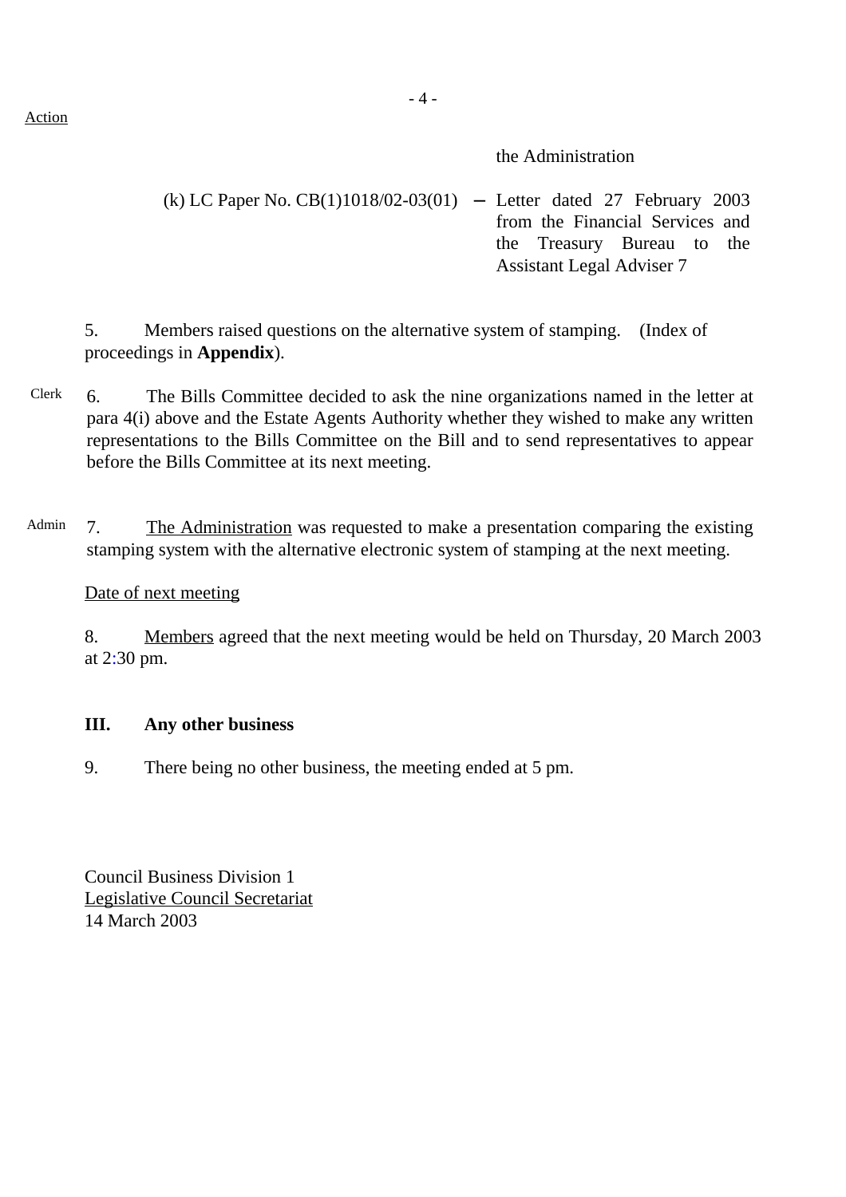Action

the Administration

(k) LC Paper No. CB(1)1018/02-03(01) – Letter dated 27 February 2003 from the Financial Services and the Treasury Bureau to the Assistant Legal Adviser 7

5. Members raised questions on the alternative system of stamping. (Index of proceedings in **Appendix**).

Clerk 6. The Bills Committee decided to ask the nine organizations named in the letter at para 4(i) above and the Estate Agents Authority whether they wished to make any written representations to the Bills Committee on the Bill and to send representatives to appear before the Bills Committee at its next meeting.

Admin 7. The Administration was requested to make a presentation comparing the existing stamping system with the alternative electronic system of stamping at the next meeting.

Date of next meeting

8. Members agreed that the next meeting would be held on Thursday, 20 March 2003 at 2:30 pm.

**III. Any other business**

9. There being no other business, the meeting ended at 5 pm.

Council Business Division 1
Legislative Council Secretariat
14 March 2003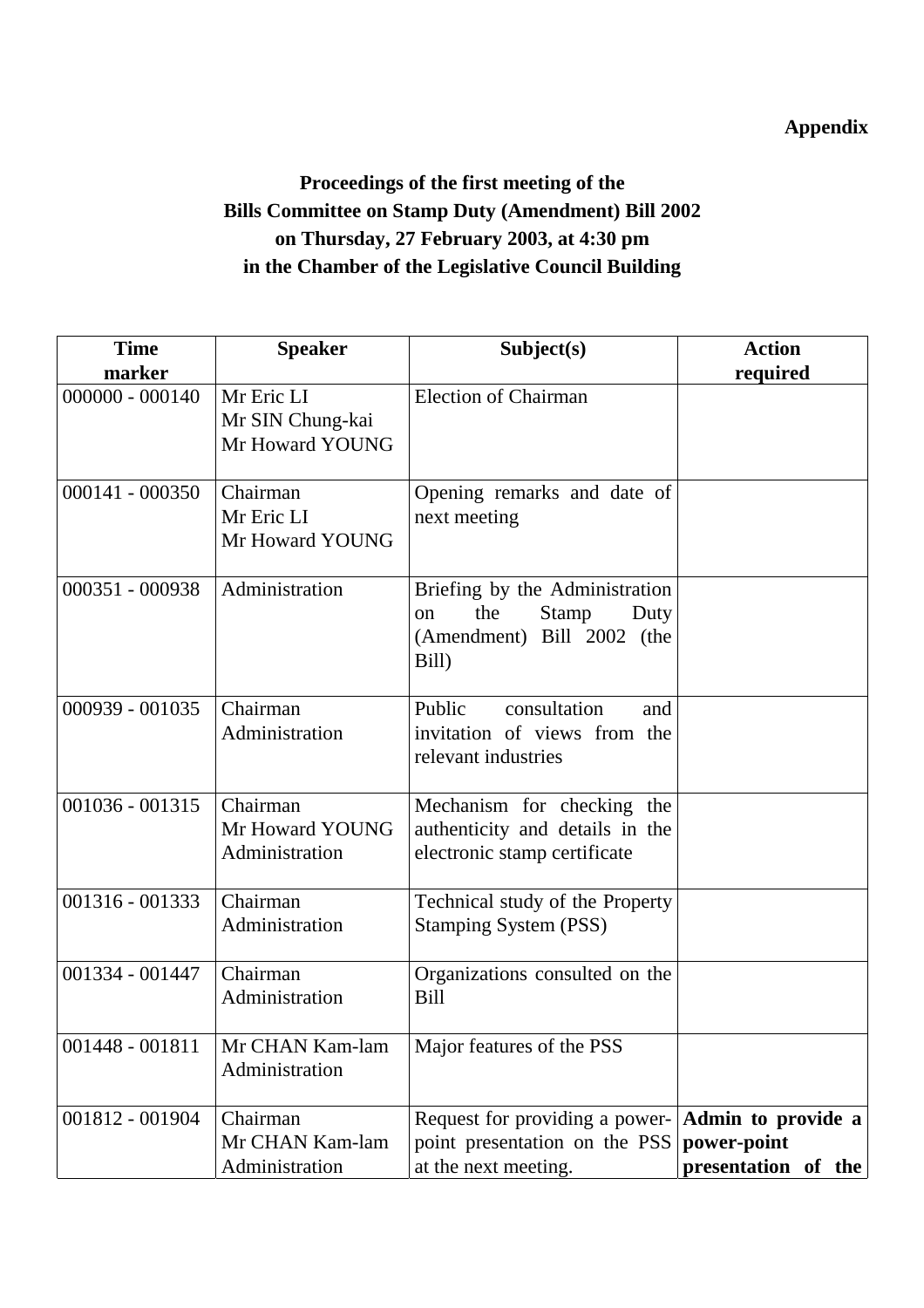**Appendix**

**Proceedings of the first meeting of the**
**Bills Committee on Stamp Duty (Amendment) Bill 2002**
**on Thursday, 27 February 2003, at 4:30 pm**
**in the Chamber of the Legislative Council Building**

| Time marker | Speaker | Subject(s) | Action required |
|---|---|---|---|
| 000000 - 000140 | Mr Eric LI<br>Mr SIN Chung-kai<br>Mr Howard YOUNG | Election of Chairman | |
| 000141 - 000350 | Chairman<br>Mr Eric LI<br>Mr Howard YOUNG | Opening remarks and date of next meeting | |
| 000351 - 000938 | Administration | Briefing by the Administration on the Stamp Duty (Amendment) Bill 2002 (the Bill) | |
| 000939 - 001035 | Chairman<br>Administration | Public consultation and invitation of views from the relevant industries | |
| 001036 - 001315 | Chairman<br>Mr Howard YOUNG<br>Administration | Mechanism for checking the authenticity and details in the electronic stamp certificate | |
| 001316 - 001333 | Chairman<br>Administration | Technical study of the Property Stamping System (PSS) | |
| 001334 - 001447 | Chairman<br>Administration | Organizations consulted on the Bill | |
| 001448 - 001811 | Mr CHAN Kam-lam<br>Administration | Major features of the PSS | |
| 001812 - 001904 | Chairman<br>Mr CHAN Kam-lam<br>Administration | Request for providing a power-point presentation on the PSS at the next meeting. | **Admin to provide a power-point presentation of the** |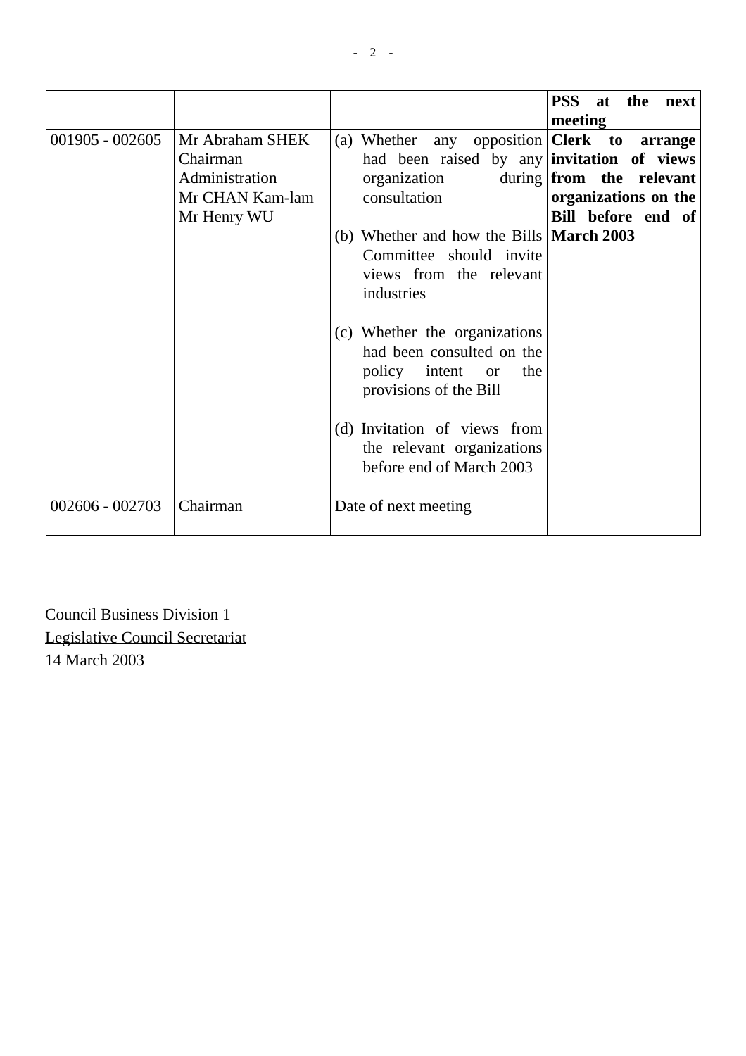| | | | |
|---|---|---|---|
| | | | **PSS at the next meeting** |
| 001905 - 002605 | Mr Abraham SHEK<br>Chairman<br>Administration<br>Mr CHAN Kam-lam<br>Mr Henry WU | (a) Whether any opposition had been raised by any organization during consultation<br><br>(b) Whether and how the Bills Committee should invite views from the relevant industries<br><br>(c) Whether the organizations had been consulted on the policy intent or the provisions of the Bill<br><br>(d) Invitation of views from the relevant organizations before end of March 2003 | **Clerk to arrange invitation of views from the relevant organizations on the Bill before end of March 2003** |
| 002606 - 002703 | Chairman | Date of next meeting | |

Council Business Division 1
Legislative Council Secretariat
14 March 2003